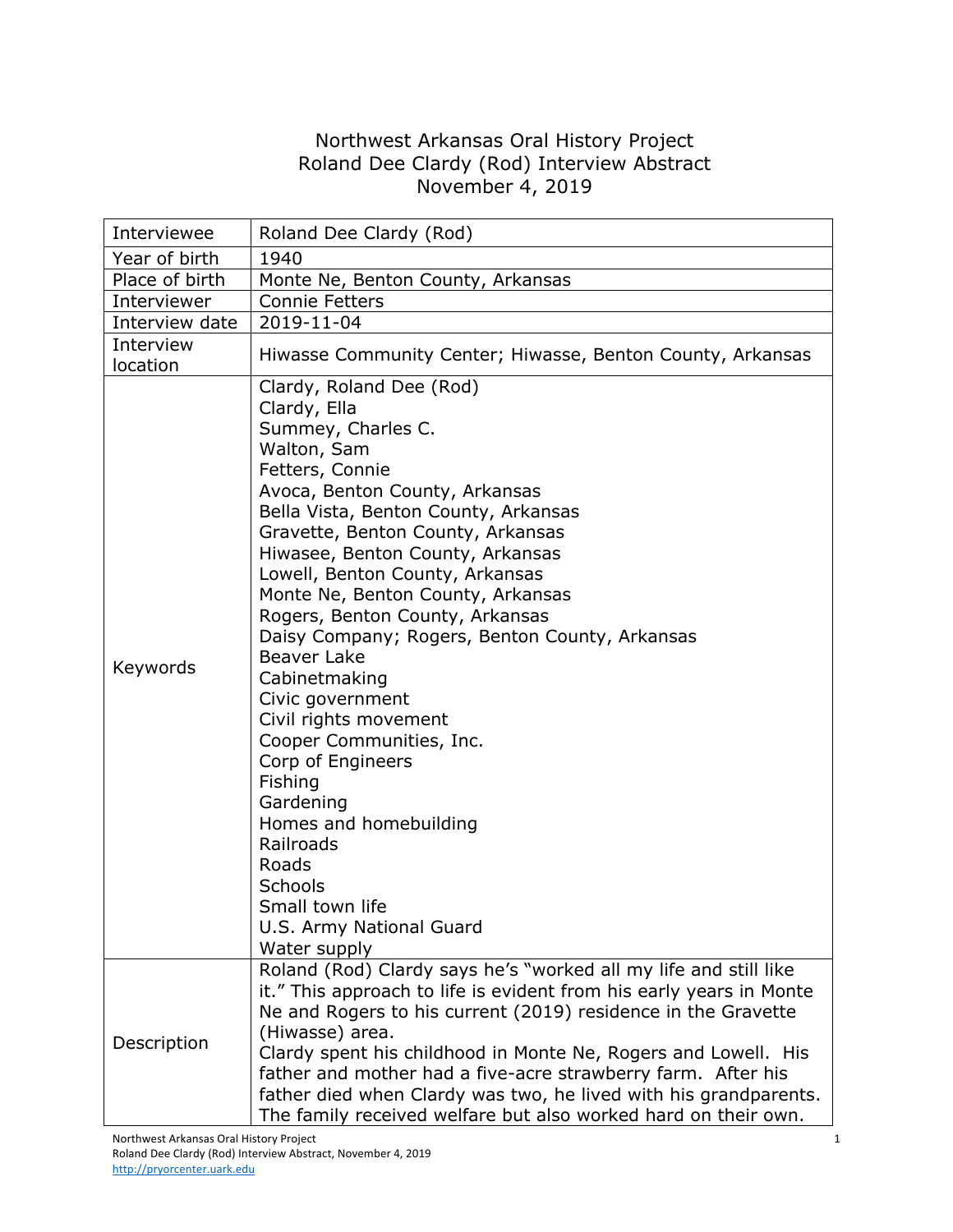# Northwest Arkansas Oral History Project
## Roland Dee Clardy (Rod) Interview Abstract
### November 4, 2019

| | |
|---|---|
| Interviewee | Roland Dee Clardy (Rod) |
| Year of birth | 1940 |
| Place of birth | Monte Ne, Benton County, Arkansas |
| Interviewer | Connie Fetters |
| Interview date | 2019-11-04 |
| Interview location | Hiwasse Community Center; Hiwasse, Benton County, Arkansas |
| Keywords | Clardy, Roland Dee (Rod)<br>Clardy, Ella<br>Summey, Charles C.<br>Walton, Sam<br>Fetters, Connie<br>Avoca, Benton County, Arkansas<br>Bella Vista, Benton County, Arkansas<br>Gravette, Benton County, Arkansas<br>Hiwasee, Benton County, Arkansas<br>Lowell, Benton County, Arkansas<br>Monte Ne, Benton County, Arkansas<br>Rogers, Benton County, Arkansas<br>Daisy Company; Rogers, Benton County, Arkansas<br>Beaver Lake<br>Cabinetmaking<br>Civic government<br>Civil rights movement<br>Cooper Communities, Inc.<br>Corp of Engineers<br>Fishing<br>Gardening<br>Homes and homebuilding<br>Railroads<br>Roads<br>Schools<br>Small town life<br>U.S. Army National Guard<br>Water supply |
| Description | Roland (Rod) Clardy says he's "worked all my life and still like it." This approach to life is evident from his early years in Monte Ne and Rogers to his current (2019) residence in the Gravette (Hiwasse) area.<br>Clardy spent his childhood in Monte Ne, Rogers and Lowell. His father and mother had a five-acre strawberry farm. After his father died when Clardy was two, he lived with his grandparents. The family received welfare but also worked hard on their own. |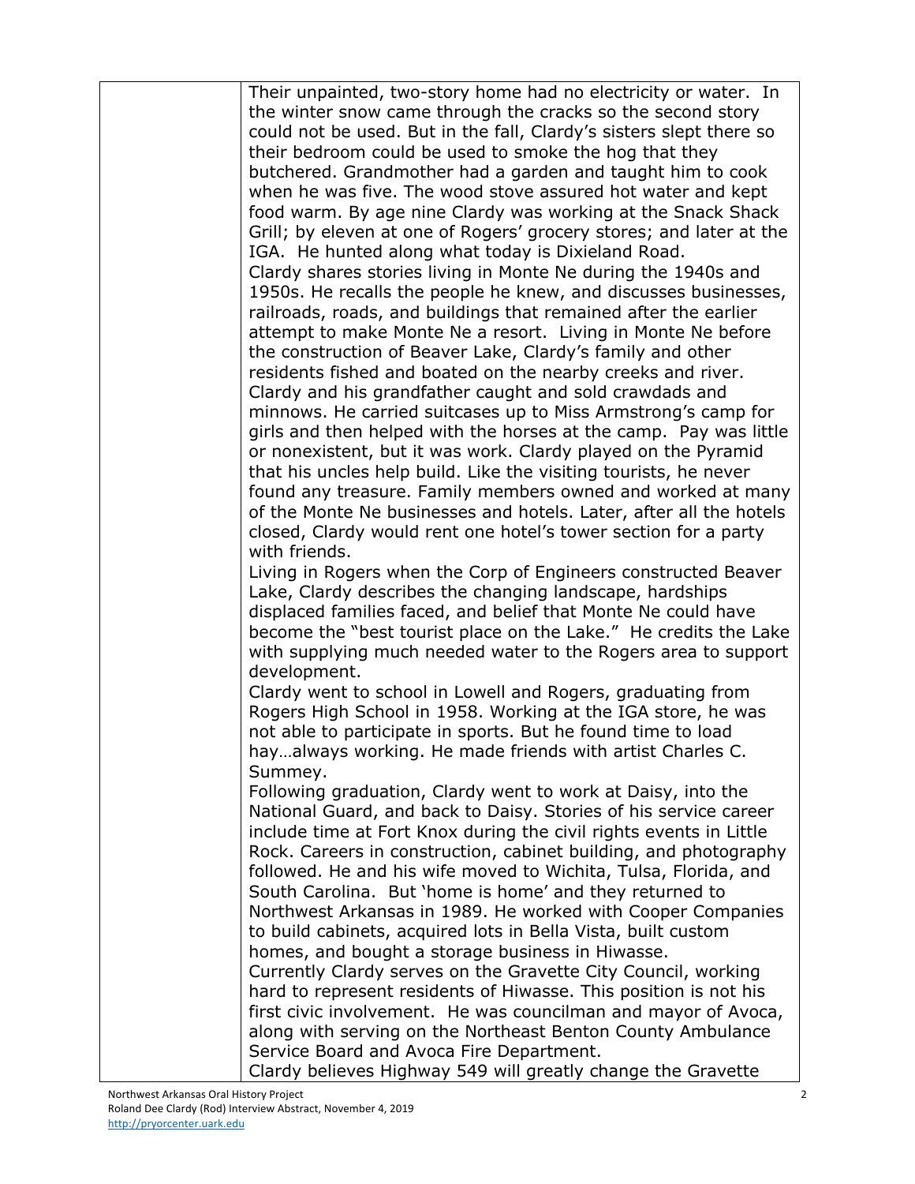Their unpainted, two-story home had no electricity or water. In the winter snow came through the cracks so the second story could not be used. But in the fall, Clardy's sisters slept there so their bedroom could be used to smoke the hog that they butchered. Grandmother had a garden and taught him to cook when he was five. The wood stove assured hot water and kept food warm. By age nine Clardy was working at the Snack Shack Grill; by eleven at one of Rogers' grocery stores; and later at the IGA. He hunted along what today is Dixieland Road.

Clardy shares stories living in Monte Ne during the 1940s and 1950s. He recalls the people he knew, and discusses businesses, railroads, roads, and buildings that remained after the earlier attempt to make Monte Ne a resort. Living in Monte Ne before the construction of Beaver Lake, Clardy's family and other residents fished and boated on the nearby creeks and river. Clardy and his grandfather caught and sold crawdads and minnows. He carried suitcases up to Miss Armstrong's camp for girls and then helped with the horses at the camp. Pay was little or nonexistent, but it was work. Clardy played on the Pyramid that his uncles help build. Like the visiting tourists, he never found any treasure. Family members owned and worked at many of the Monte Ne businesses and hotels. Later, after all the hotels closed, Clardy would rent one hotel's tower section for a party with friends.

Living in Rogers when the Corp of Engineers constructed Beaver Lake, Clardy describes the changing landscape, hardships displaced families faced, and belief that Monte Ne could have become the "best tourist place on the Lake." He credits the Lake with supplying much needed water to the Rogers area to support development.

Clardy went to school in Lowell and Rogers, graduating from Rogers High School in 1958. Working at the IGA store, he was not able to participate in sports. But he found time to load hay…always working. He made friends with artist Charles C. Summey.

Following graduation, Clardy went to work at Daisy, into the National Guard, and back to Daisy. Stories of his service career include time at Fort Knox during the civil rights events in Little Rock. Careers in construction, cabinet building, and photography followed. He and his wife moved to Wichita, Tulsa, Florida, and South Carolina. But 'home is home' and they returned to Northwest Arkansas in 1989. He worked with Cooper Companies to build cabinets, acquired lots in Bella Vista, built custom homes, and bought a storage business in Hiwasse.

Currently Clardy serves on the Gravette City Council, working hard to represent residents of Hiwasse. This position is not his first civic involvement. He was councilman and mayor of Avoca, along with serving on the Northeast Benton County Ambulance Service Board and Avoca Fire Department.

Clardy believes Highway 549 will greatly change the Gravette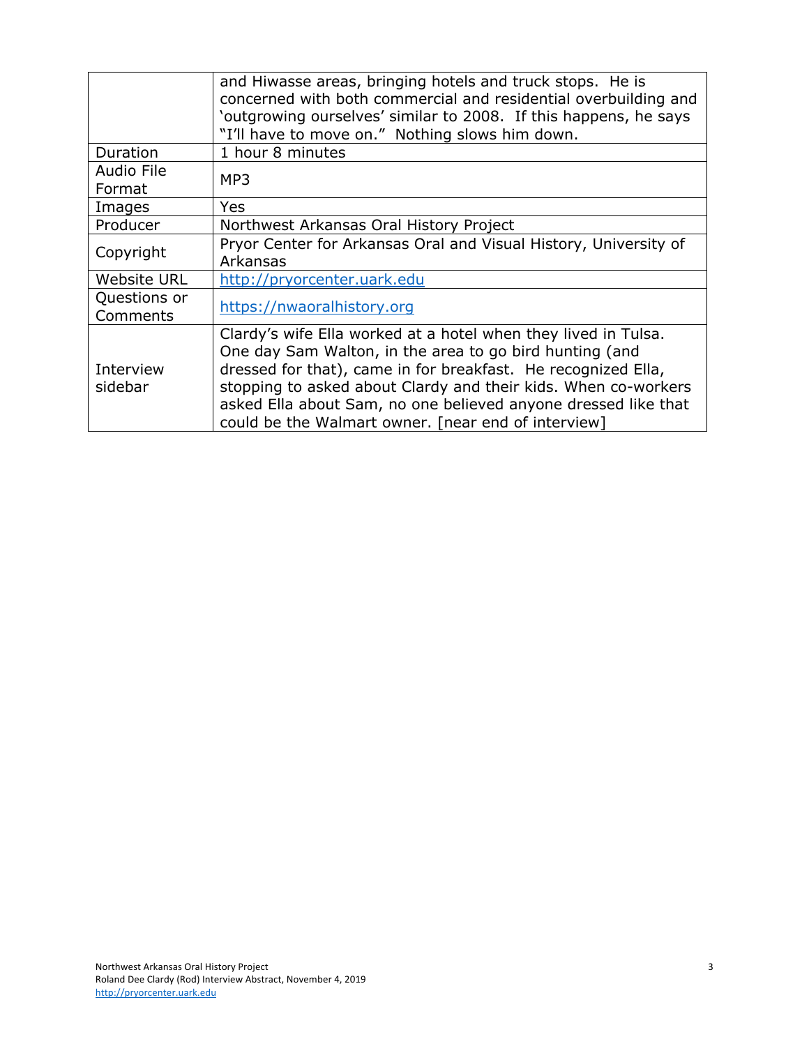| | |
|---|---|
| | and Hiwasse areas, bringing hotels and truck stops. He is concerned with both commercial and residential overbuilding and 'outgrowing ourselves' similar to 2008. If this happens, he says "I'll have to move on." Nothing slows him down. |
| Duration | 1 hour 8 minutes |
| Audio File Format | MP3 |
| Images | Yes |
| Producer | Northwest Arkansas Oral History Project |
| Copyright | Pryor Center for Arkansas Oral and Visual History, University of Arkansas |
| Website URL | http://pryorcenter.uark.edu |
| Questions or Comments | https://nwaoralhistory.org |
| Interview sidebar | Clardy's wife Ella worked at a hotel when they lived in Tulsa. One day Sam Walton, in the area to go bird hunting (and dressed for that), came in for breakfast. He recognized Ella, stopping to asked about Clardy and their kids. When co-workers asked Ella about Sam, no one believed anyone dressed like that could be the Walmart owner. [near end of interview] |